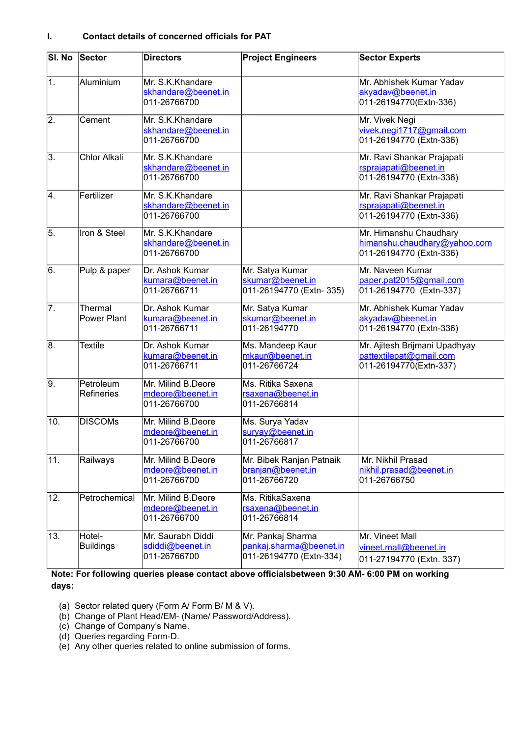## I. Contact details of concerned officials for PAT

| Sl. No | Sector | Directors | Project Engineers | Sector Experts |
|---|---|---|---|---|
| 1. | Aluminium | Mr. S.K.Khandare skhandare@beenet.in 011-26766700 | | Mr. Abhishek Kumar Yadav akyadav@beenet.in 011-26194770(Extn-336) |
| 2. | Cement | Mr. S.K.Khandare skhandare@beenet.in 011-26766700 | | Mr. Vivek Negi vivek.negi1717@gmail.com 011-26194770 (Extn-336) |
| 3. | Chlor Alkali | Mr. S.K.Khandare skhandare@beenet.in 011-26766700 | | Mr. Ravi Shankar Prajapati rsprajapati@beenet.in 011-26194770 (Extn-336) |
| 4. | Fertilizer | Mr. S.K.Khandare skhandare@beenet.in 011-26766700 | | Mr. Ravi Shankar Prajapati rsprajapati@beenet.in 011-26194770 (Extn-336) |
| 5. | Iron & Steel | Mr. S.K.Khandare skhandare@beenet.in 011-26766700 | | Mr. Himanshu Chaudhary himanshu.chaudhary@yahoo.com 011-26194770 (Extn-336) |
| 6. | Pulp & paper | Dr. Ashok Kumar kumara@beenet.in 011-26766711 | Mr. Satya Kumar skumar@beenet.in 011-26194770 (Extn- 335) | Mr. Naveen Kumar paper.pat2015@gmail.com 011-26194770 (Extn-337) |
| 7. | Thermal Power Plant | Dr. Ashok Kumar kumara@beenet.in 011-26766711 | Mr. Satya Kumar skumar@beenet.in 011-26194770 | Mr. Abhishek Kumar Yadav akyadav@beenet.in 011-26194770 (Extn-336) |
| 8. | Textile | Dr. Ashok Kumar kumara@beenet.in 011-26766711 | Ms. Mandeep Kaur mkaur@beenet.in 011-26766724 | Mr. Ajitesh Brijmani Upadhyay pattextilepat@gmail.com 011-26194770(Extn-337) |
| 9. | Petroleum Refineries | Mr. Milind B.Deore mdeore@beenet.in 011-26766700 | Ms. Ritika Saxena rsaxena@beenet.in 011-26766814 | |
| 10. | DISCOMs | Mr. Milind B.Deore mdeore@beenet.in 011-26766700 | Ms. Surya Yadav suryay@beenet.in 011-26766817 | |
| 11. | Railways | Mr. Milind B.Deore mdeore@beenet.in 011-26766700 | Mr. Bibek Ranjan Patnaik branjan@beenet.in 011-26766720 | Mr. Nikhil Prasad nikhil.prasad@beenet.in 011-26766750 |
| 12. | Petrochemical | Mr. Milind B.Deore mdeore@beenet.in 011-26766700 | Ms. RitikaSaxena rsaxena@beenet.in 011-26766814 | |
| 13. | Hotel-Buildings | Mr. Saurabh Diddi sdiddi@beenet.in 011-26766700 | Mr. Pankaj Sharma pankaj.sharma@beenet.in 011-26194770 (Extn-334) | Mr. Vineet Mall vineet.mall@beenet.in 011-27194770 (Extn. 337) |

**Note: For following queries please contact above officialsbetween 9:30 AM- 6:00 PM on working days:**

(a) Sector related query (Form A/ Form B/ M & V).
(b) Change of Plant Head/EM- (Name/ Password/Address).
(c) Change of Company's Name.
(d) Queries regarding Form-D.
(e) Any other queries related to online submission of forms.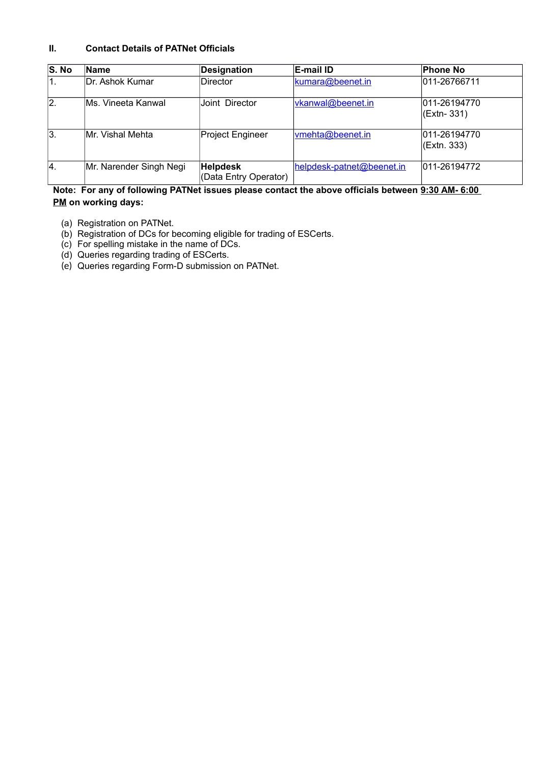## II. Contact Details of PATNet Officials

| S. No | Name | Designation | E-mail ID | Phone No |
|---|---|---|---|---|
| 1. | Dr. Ashok Kumar | Director | kumara@beenet.in | 011-26766711 |
| 2. | Ms. Vineeta Kanwal | Joint Director | vkanwal@beenet.in | 011-26194770 (Extn- 331) |
| 3. | Mr. Vishal Mehta | Project Engineer | vmehta@beenet.in | 011-26194770 (Extn. 333) |
| 4. | Mr. Narender Singh Negi | **Helpdesk** (Data Entry Operator) | helpdesk-patnet@beenet.in | 011-26194772 |

**Note: For any of following PATNet issues please contact the above officials between <u>9:30 AM- 6:00 PM</u> on working days:**

(a) Registration on PATNet.
(b) Registration of DCs for becoming eligible for trading of ESCerts.
(c) For spelling mistake in the name of DCs.
(d) Queries regarding trading of ESCerts.
(e) Queries regarding Form-D submission on PATNet.